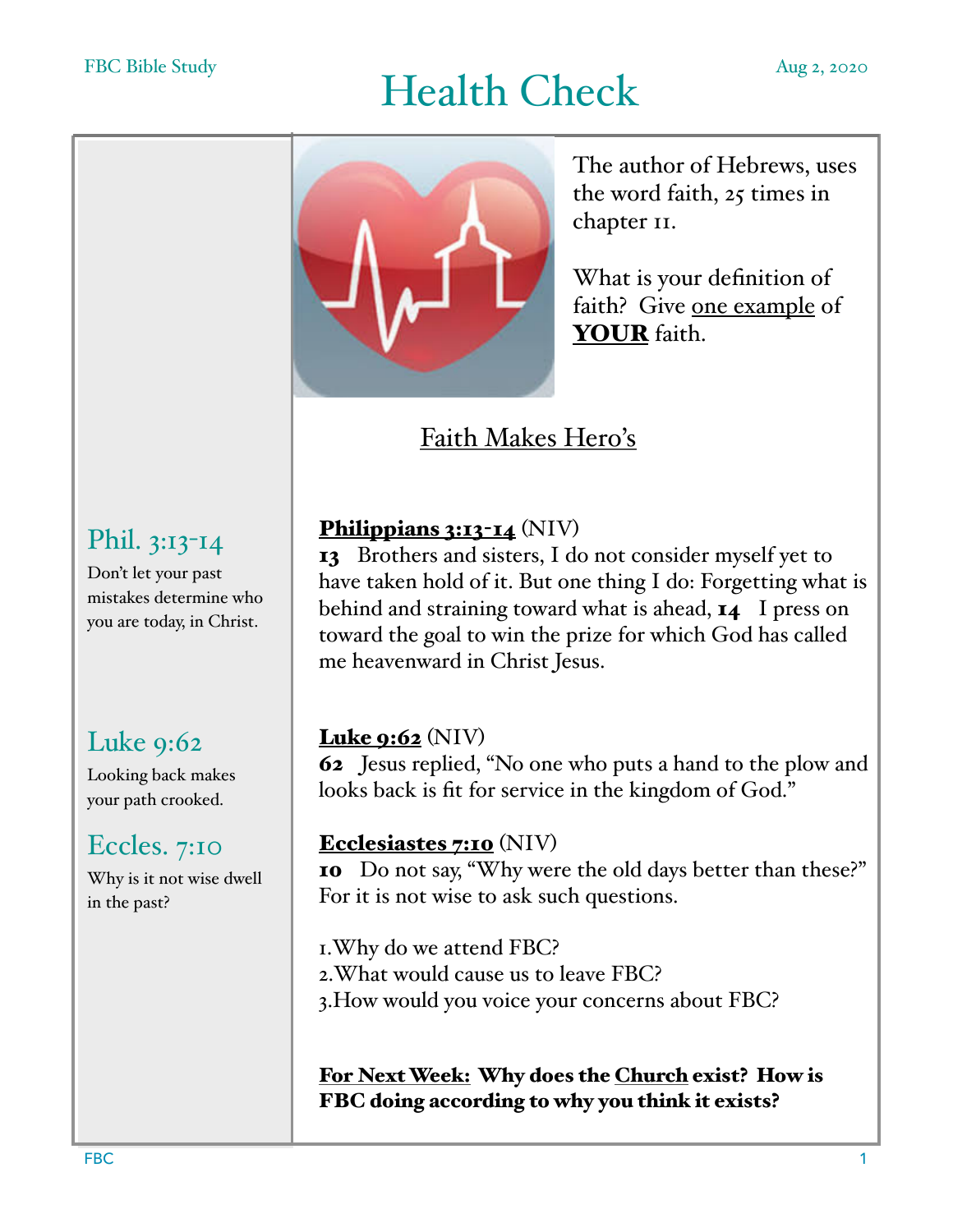FBC Bible Study

# Health Check

Aug 2, 2020

The author of Hebrews, uses the word faith, 25 times in chapter 11.

What is your definition of faith? Give one example of **YOUR** faith.

## Faith Makes Hero's

### Phil. 3:13-14

Don't let your past mistakes determine who you are today, in Christ.

**Philippians 3:13-14** (NIV)
**13** Brothers and sisters, I do not consider myself yet to have taken hold of it. But one thing I do: Forgetting what is behind and straining toward what is ahead, **14** I press on toward the goal to win the prize for which God has called me heavenward in Christ Jesus.

### Luke 9:62

Looking back makes your path crooked.

**Luke 9:62** (NIV)
**62** Jesus replied, "No one who puts a hand to the plow and looks back is fit for service in the kingdom of God."

### Eccles. 7:10

Why is it not wise dwell in the past?

**Ecclesiastes 7:10** (NIV)
**10** Do not say, "Why were the old days better than these?" For it is not wise to ask such questions.

1. Why do we attend FBC?
2. What would cause us to leave FBC?
3. How would you voice your concerns about FBC?

**For Next Week: Why does the Church exist? How is FBC doing according to why you think it exists?**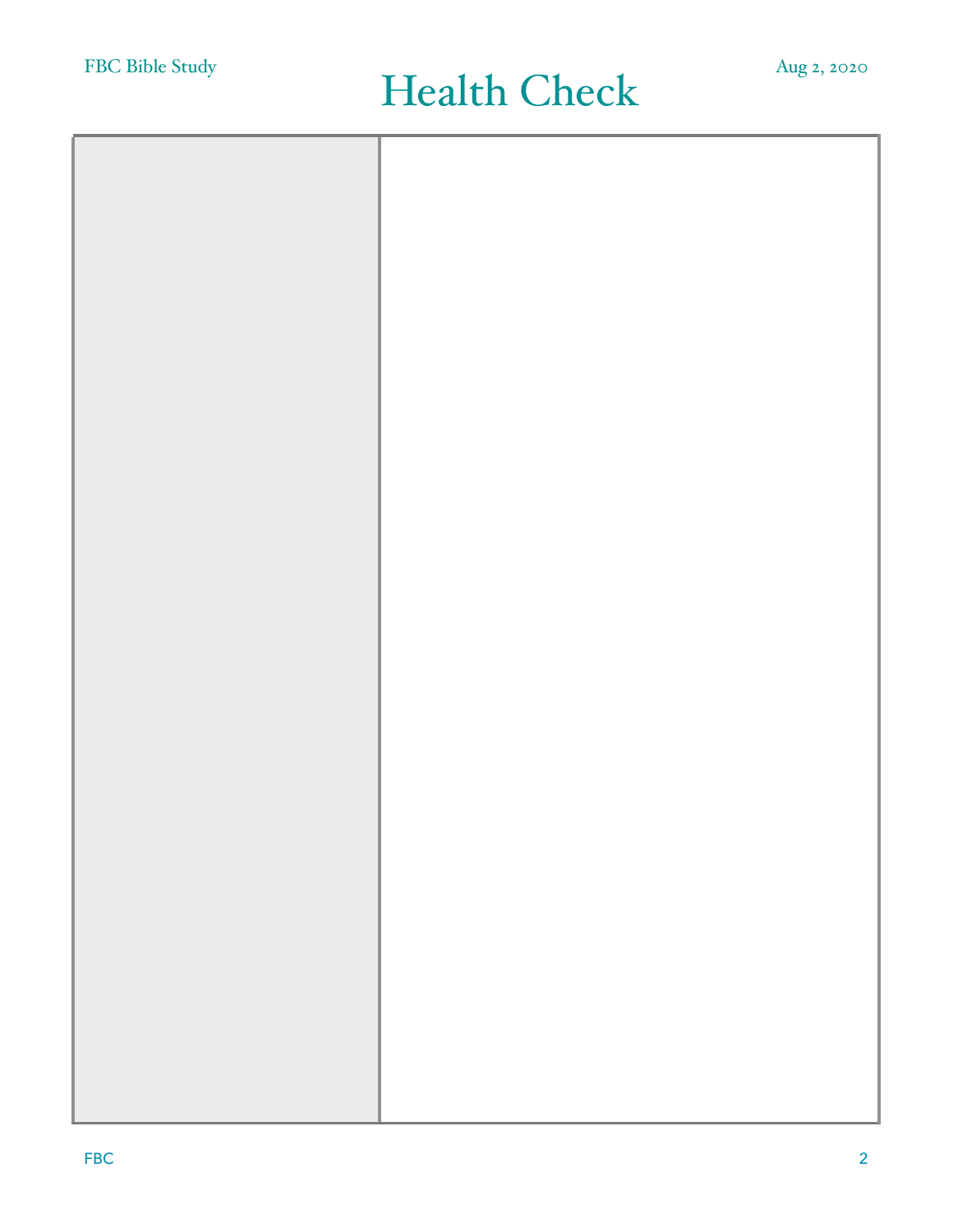# Health Check